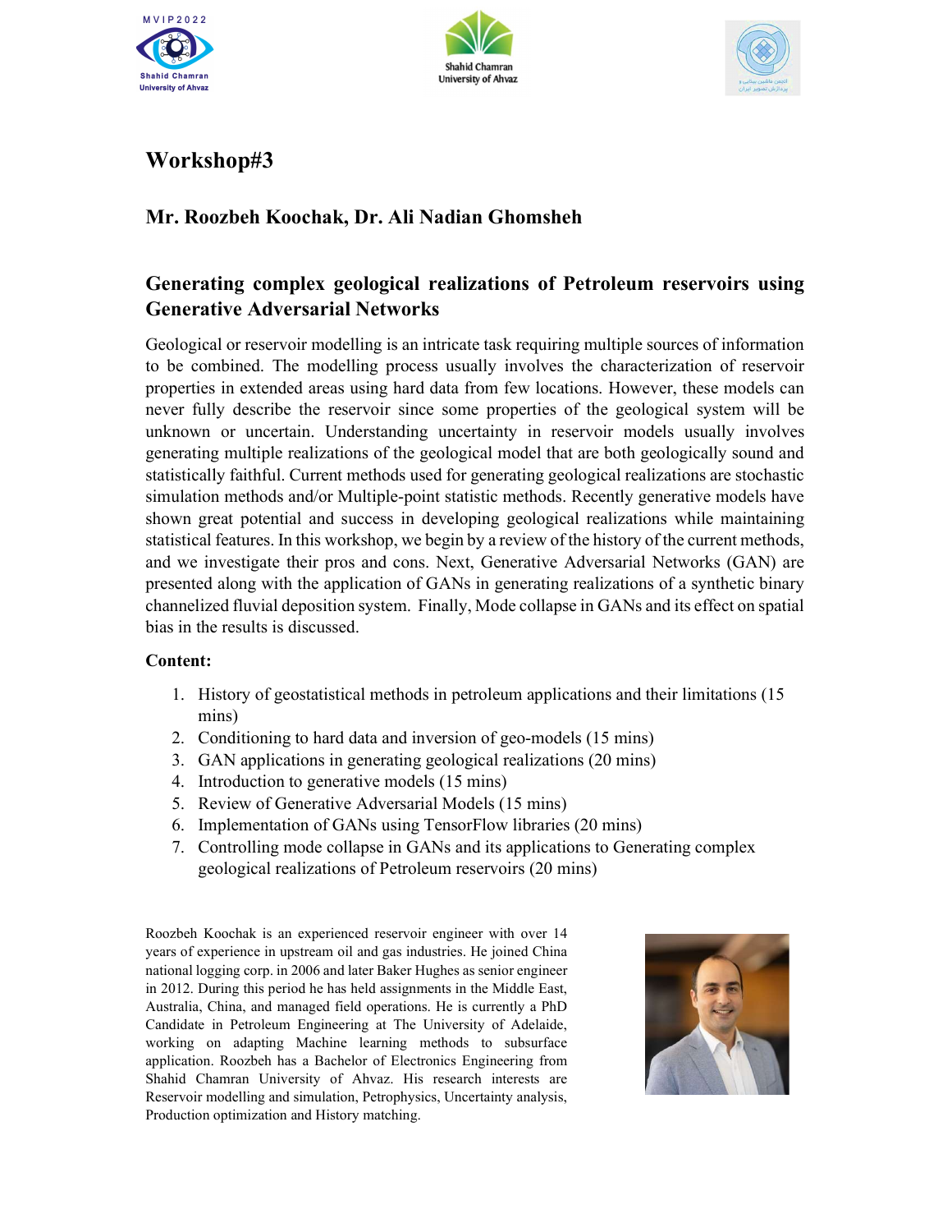# Workshop#3

## Mr. Roozbeh Koochak, Dr. Ali Nadian Ghomsheh

## Generating complex geological realizations of Petroleum reservoirs using Generative Adversarial Networks

Geological or reservoir modelling is an intricate task requiring multiple sources of information to be combined. The modelling process usually involves the characterization of reservoir properties in extended areas using hard data from few locations. However, these models can never fully describe the reservoir since some properties of the geological system will be unknown or uncertain. Understanding uncertainty in reservoir models usually involves generating multiple realizations of the geological model that are both geologically sound and statistically faithful. Current methods used for generating geological realizations are stochastic simulation methods and/or Multiple-point statistic methods. Recently generative models have shown great potential and success in developing geological realizations while maintaining statistical features. In this workshop, we begin by a review of the history of the current methods, and we investigate their pros and cons. Next, Generative Adversarial Networks (GAN) are presented along with the application of GANs in generating realizations of a synthetic binary channelized fluvial deposition system. Finally, Mode collapse in GANs and its effect on spatial bias in the results is discussed.

**Content:**

1. History of geostatistical methods in petroleum applications and their limitations (15 mins)
2. Conditioning to hard data and inversion of geo-models (15 mins)
3. GAN applications in generating geological realizations (20 mins)
4. Introduction to generative models (15 mins)
5. Review of Generative Adversarial Models (15 mins)
6. Implementation of GANs using TensorFlow libraries (20 mins)
7. Controlling mode collapse in GANs and its applications to Generating complex geological realizations of Petroleum reservoirs (20 mins)

Roozbeh Koochak is an experienced reservoir engineer with over 14 years of experience in upstream oil and gas industries. He joined China national logging corp. in 2006 and later Baker Hughes as senior engineer in 2012. During this period he has held assignments in the Middle East, Australia, China, and managed field operations. He is currently a PhD Candidate in Petroleum Engineering at The University of Adelaide, working on adapting Machine learning methods to subsurface application. Roozbeh has a Bachelor of Electronics Engineering from Shahid Chamran University of Ahvaz. His research interests are Reservoir modelling and simulation, Petrophysics, Uncertainty analysis, Production optimization and History matching.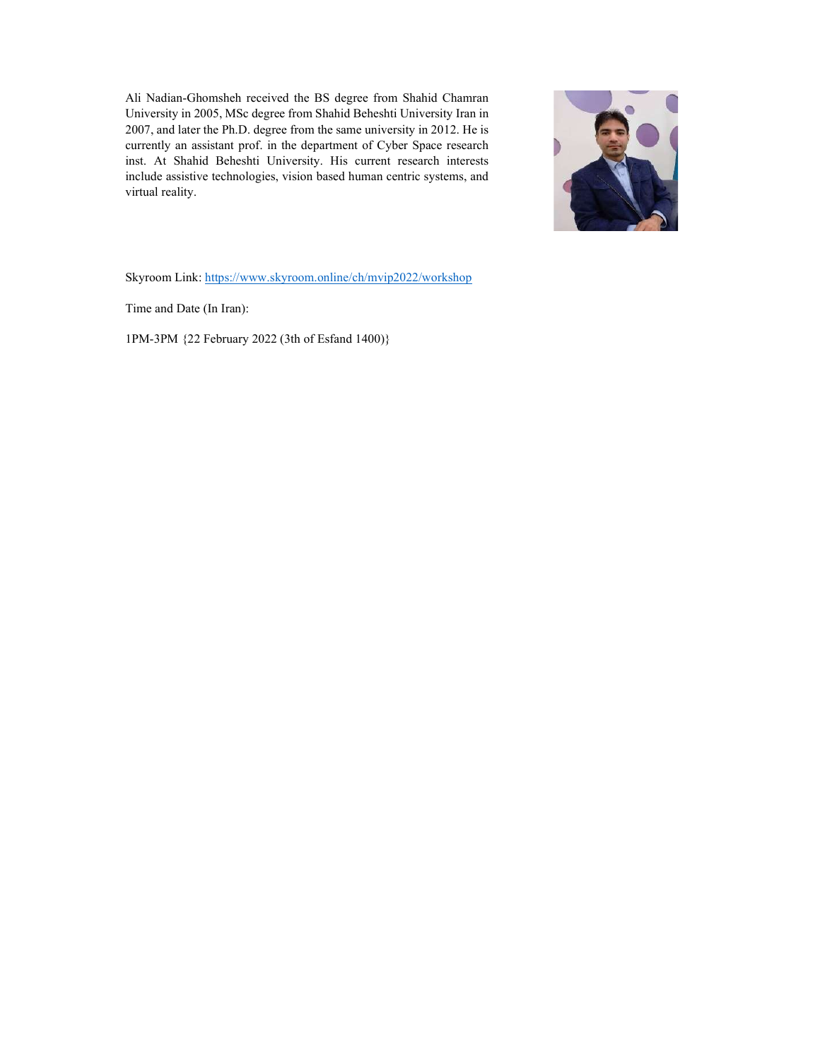Ali Nadian-Ghomsheh received the BS degree from Shahid Chamran University in 2005, MSc degree from Shahid Beheshti University Iran in 2007, and later the Ph.D. degree from the same university in 2012. He is currently an assistant prof. in the department of Cyber Space research inst. At Shahid Beheshti University. His current research interests include assistive technologies, vision based human centric systems, and virtual reality.

Skyroom Link: https://www.skyroom.online/ch/mvip2022/workshop

Time and Date (In Iran):

1PM-3PM {22 February 2022 (3th of Esfand 1400)}